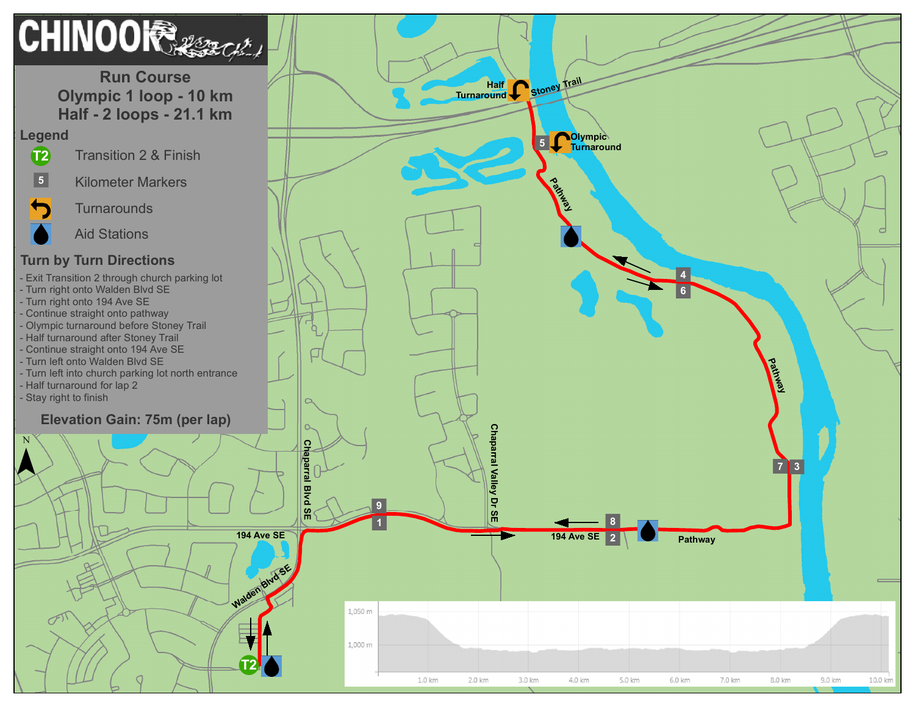# CHINOOK

## Run Course

**Olympic 1 loop - 10 km**

**Half - 2 loops - 21.1 km**

### Legend

- T2 — Transition 2 & Finish
- 5 — Kilometer Markers
- Turnarounds
- Aid Stations

### Turn by Turn Directions

- Exit Transition 2 through church parking lot
- Turn right onto Walden Blvd SE
- Turn right onto 194 Ave SE
- Continue straight onto pathway
- Olympic turnaround before Stoney Trail
- Half turnaround after Stoney Trail
- Continue straight onto 194 Ave SE
- Turn left onto Walden Blvd SE
- Turn left into church parking lot north entrance
- Half turnaround for lap 2
- Stay right to finish

**Elevation Gain: 75m (per lap)**

Half Turnaround

Stoney Trail

Olympic Turnaround

Pathway

Chaparral Blvd SE

Chaparral Valley Dr SE

194 Ave SE

Walden Blvd SE

Pathway

N

1,050 m
1,000 m

1.0 km 2.0 km 3.0 km 4.0 km 5.0 km 6.0 km 7.0 km 8.0 km 9.0 km 10.0 km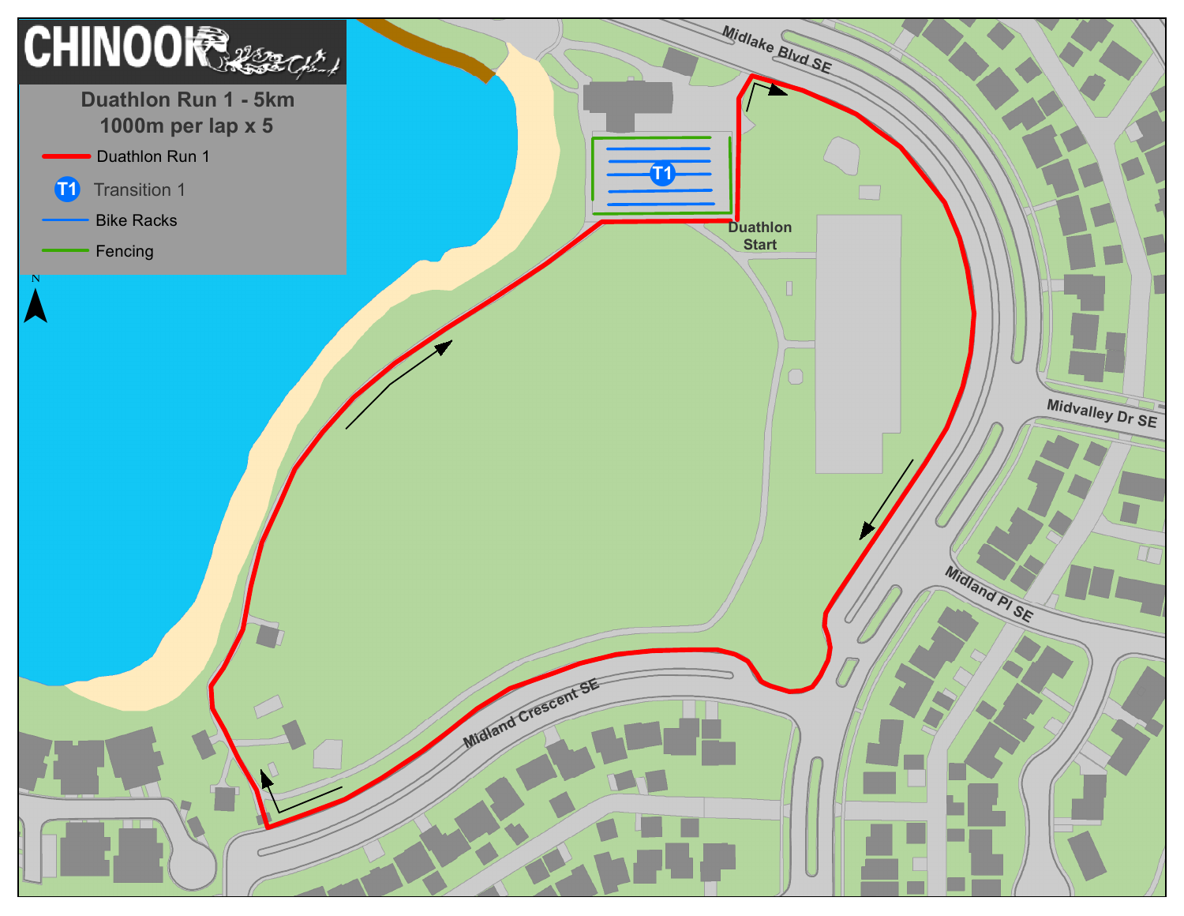CHINOOK

Duathlon Run 1 - 5km
1000m per lap x 5

Duathlon Run 1

T1 Transition 1

Bike Racks

Fencing

N

Duathlon Start

Midlake Blvd SE

Midvalley Dr SE

Midland Pl SE

Midland Crescent SE